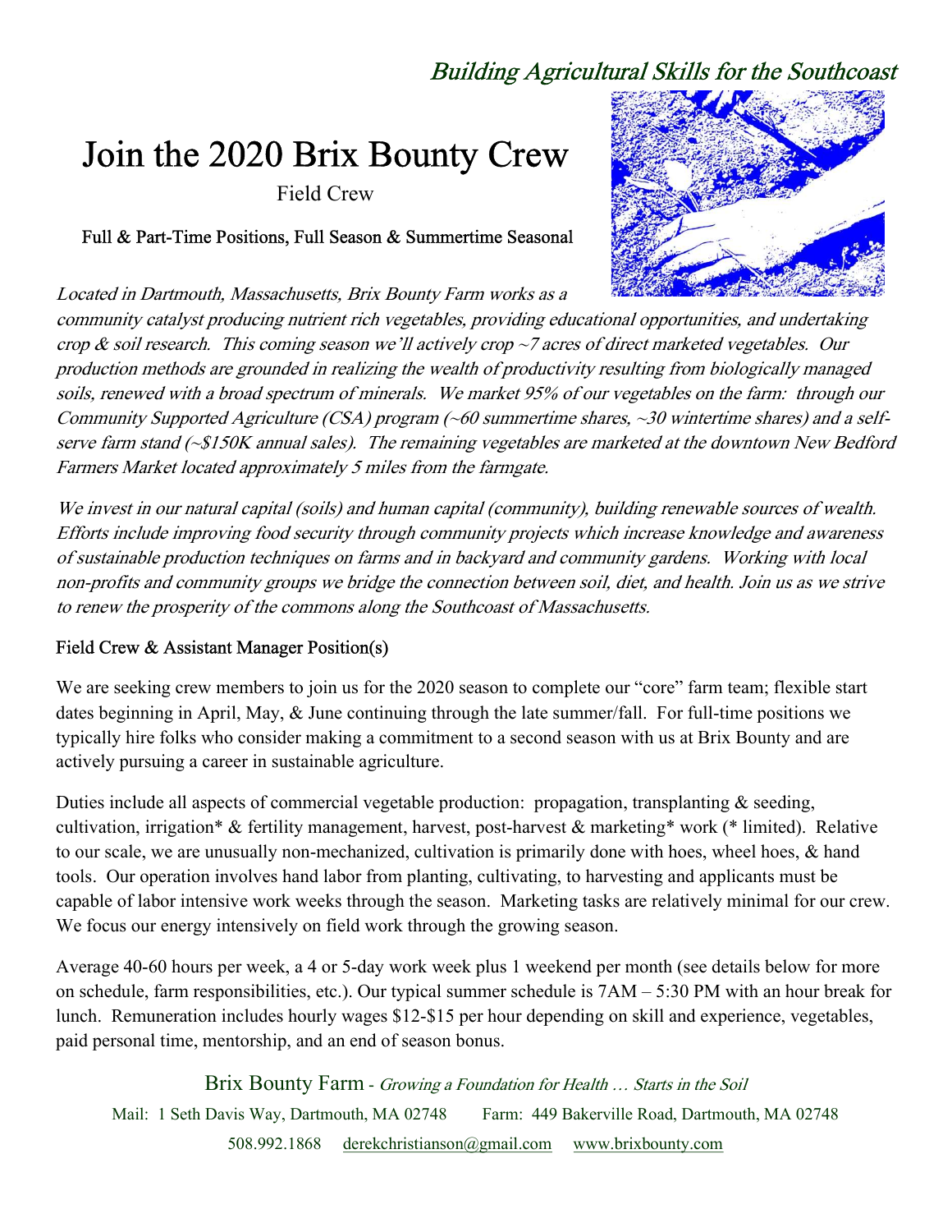*Building Agricultural Skills for the Southcoast*

# Join the 2020 Brix Bounty Crew

Field Crew

Full & Part-Time Positions, Full Season & Summertime Seasonal

*Located in Dartmouth, Massachusetts, Brix Bounty Farm works as a community catalyst producing nutrient rich vegetables, providing educational opportunities, and undertaking crop & soil research. This coming season we'll actively crop ~7 acres of direct marketed vegetables. Our production methods are grounded in realizing the wealth of productivity resulting from biologically managed soils, renewed with a broad spectrum of minerals. We market 95% of our vegetables on the farm: through our Community Supported Agriculture (CSA) program (~60 summertime shares, ~30 wintertime shares) and a self-serve farm stand (~$150K annual sales). The remaining vegetables are marketed at the downtown New Bedford Farmers Market located approximately 5 miles from the farmgate.*

*We invest in our natural capital (soils) and human capital (community), building renewable sources of wealth. Efforts include improving food security through community projects which increase knowledge and awareness of sustainable production techniques on farms and in backyard and community gardens. Working with local non-profits and community groups we bridge the connection between soil, diet, and health. Join us as we strive to renew the prosperity of the commons along the Southcoast of Massachusetts.*

## Field Crew & Assistant Manager Position(s)

We are seeking crew members to join us for the 2020 season to complete our "core" farm team; flexible start dates beginning in April, May, & June continuing through the late summer/fall. For full-time positions we typically hire folks who consider making a commitment to a second season with us at Brix Bounty and are actively pursuing a career in sustainable agriculture.

Duties include all aspects of commercial vegetable production: propagation, transplanting & seeding, cultivation, irrigation* & fertility management, harvest, post-harvest & marketing* work (* limited). Relative to our scale, we are unusually non-mechanized, cultivation is primarily done with hoes, wheel hoes, & hand tools. Our operation involves hand labor from planting, cultivating, to harvesting and applicants must be capable of labor intensive work weeks through the season. Marketing tasks are relatively minimal for our crew. We focus our energy intensively on field work through the growing season.

Average 40-60 hours per week, a 4 or 5-day work week plus 1 weekend per month (see details below for more on schedule, farm responsibilities, etc.). Our typical summer schedule is 7AM – 5:30 PM with an hour break for lunch. Remuneration includes hourly wages $12-$15 per hour depending on skill and experience, vegetables, paid personal time, mentorship, and an end of season bonus.

Brix Bounty Farm - *Growing a Foundation for Health … Starts in the Soil*

Mail: 1 Seth Davis Way, Dartmouth, MA 02748 Farm: 449 Bakerville Road, Dartmouth, MA 02748

508.992.1868 derekchristianson@gmail.com www.brixbounty.com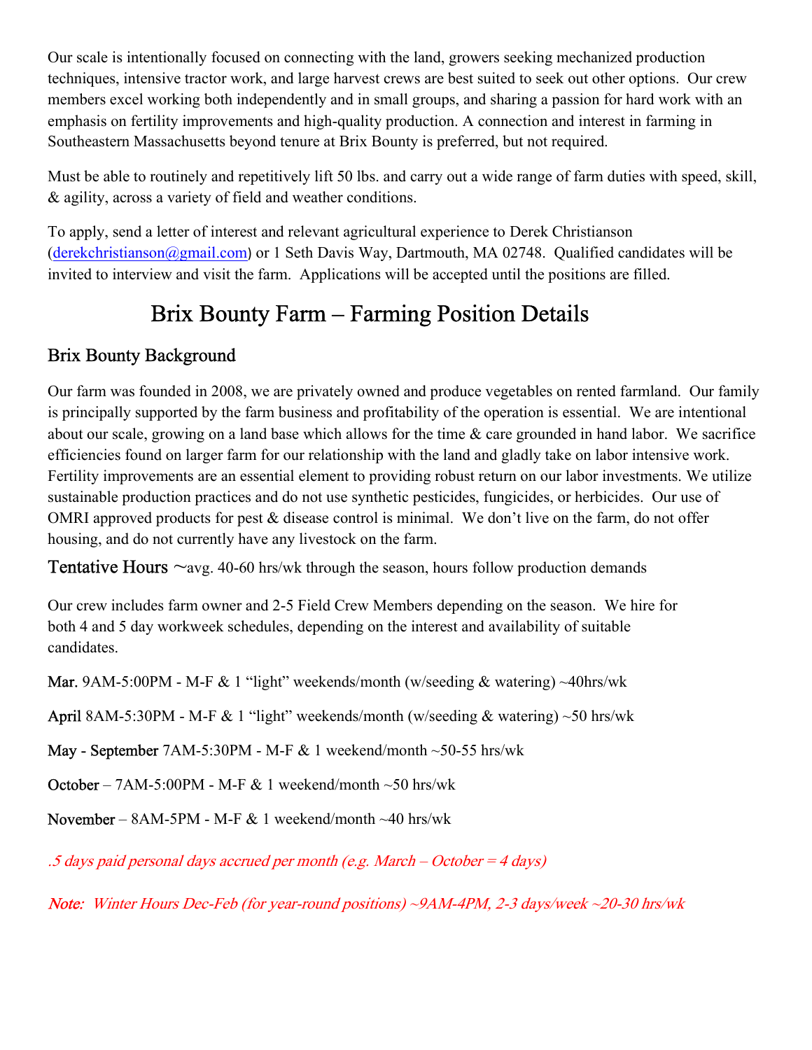Our scale is intentionally focused on connecting with the land, growers seeking mechanized production techniques, intensive tractor work, and large harvest crews are best suited to seek out other options. Our crew members excel working both independently and in small groups, and sharing a passion for hard work with an emphasis on fertility improvements and high-quality production. A connection and interest in farming in Southeastern Massachusetts beyond tenure at Brix Bounty is preferred, but not required.

Must be able to routinely and repetitively lift 50 lbs. and carry out a wide range of farm duties with speed, skill, & agility, across a variety of field and weather conditions.

To apply, send a letter of interest and relevant agricultural experience to Derek Christianson (derekchristianson@gmail.com) or 1 Seth Davis Way, Dartmouth, MA 02748. Qualified candidates will be invited to interview and visit the farm. Applications will be accepted until the positions are filled.

# Brix Bounty Farm – Farming Position Details

## Brix Bounty Background

Our farm was founded in 2008, we are privately owned and produce vegetables on rented farmland. Our family is principally supported by the farm business and profitability of the operation is essential. We are intentional about our scale, growing on a land base which allows for the time & care grounded in hand labor. We sacrifice efficiencies found on larger farm for our relationship with the land and gladly take on labor intensive work. Fertility improvements are an essential element to providing robust return on our labor investments. We utilize sustainable production practices and do not use synthetic pesticides, fungicides, or herbicides. Our use of OMRI approved products for pest & disease control is minimal. We don't live on the farm, do not offer housing, and do not currently have any livestock on the farm.

**Tentative Hours** ~avg. 40-60 hrs/wk through the season, hours follow production demands

Our crew includes farm owner and 2-5 Field Crew Members depending on the season. We hire for both 4 and 5 day workweek schedules, depending on the interest and availability of suitable candidates.

**Mar.** 9AM-5:00PM - M-F & 1 "light" weekends/month (w/seeding & watering) ~40hrs/wk

**April** 8AM-5:30PM - M-F & 1 "light" weekends/month (w/seeding & watering) ~50 hrs/wk

**May - September** 7AM-5:30PM - M-F & 1 weekend/month ~50-55 hrs/wk

**October** – 7AM-5:00PM - M-F & 1 weekend/month ~50 hrs/wk

**November** – 8AM-5PM - M-F & 1 weekend/month ~40 hrs/wk

*.5 days paid personal days accrued per month (e.g. March – October = 4 days)*

*Note: Winter Hours Dec-Feb (for year-round positions) ~9AM-4PM, 2-3 days/week ~20-30 hrs/wk*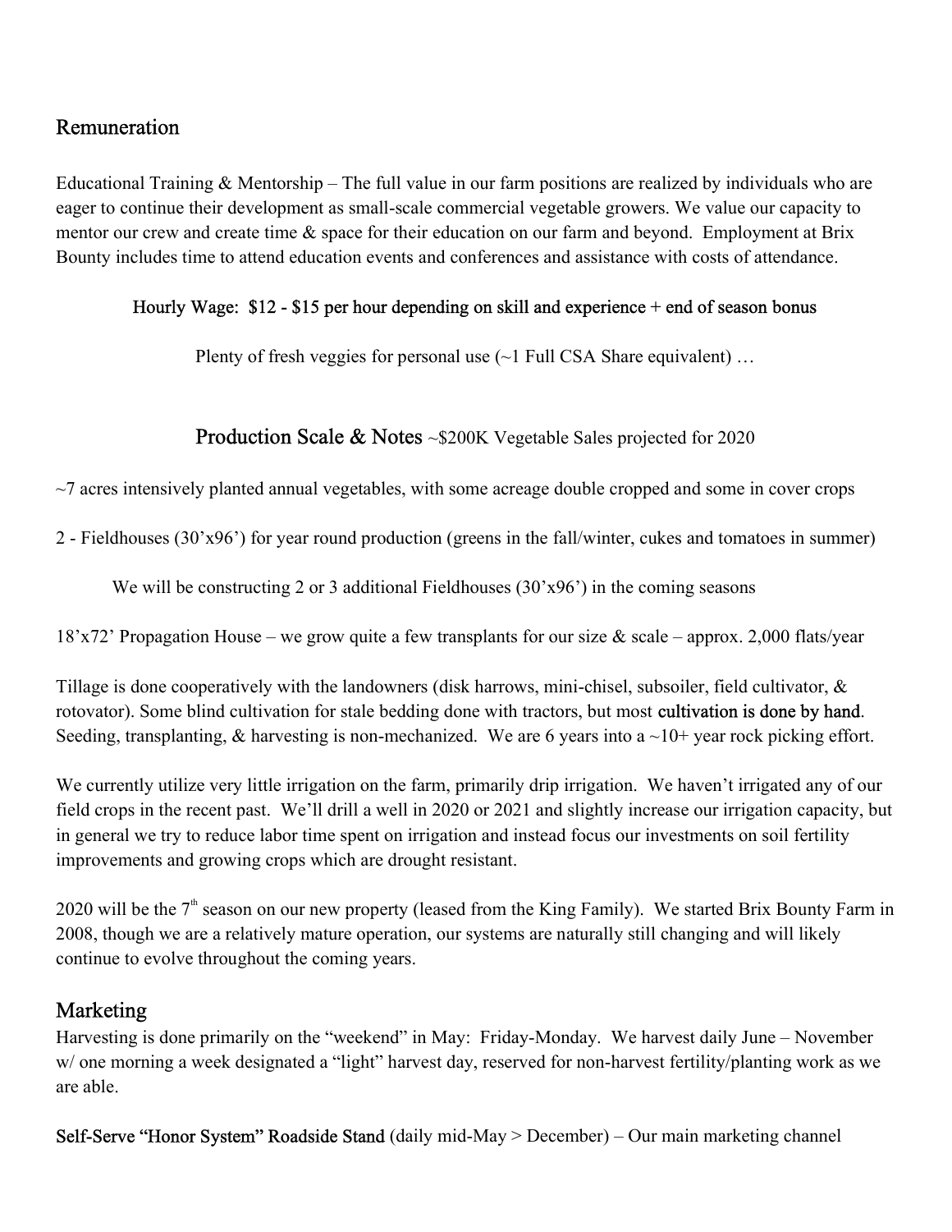## Remuneration

Educational Training & Mentorship – The full value in our farm positions are realized by individuals who are eager to continue their development as small-scale commercial vegetable growers. We value our capacity to mentor our crew and create time & space for their education on our farm and beyond. Employment at Brix Bounty includes time to attend education events and conferences and assistance with costs of attendance.

Hourly Wage: $12 - $15 per hour depending on skill and experience + end of season bonus

Plenty of fresh veggies for personal use (~1 Full CSA Share equivalent) …

## Production Scale & Notes ~$200K Vegetable Sales projected for 2020

~7 acres intensively planted annual vegetables, with some acreage double cropped and some in cover crops

2 - Fieldhouses (30'x96') for year round production (greens in the fall/winter, cukes and tomatoes in summer)

We will be constructing 2 or 3 additional Fieldhouses (30'x96') in the coming seasons

18'x72' Propagation House – we grow quite a few transplants for our size & scale – approx. 2,000 flats/year

Tillage is done cooperatively with the landowners (disk harrows, mini-chisel, subsoiler, field cultivator, & rotovator). Some blind cultivation for stale bedding done with tractors, but most **cultivation is done by hand**. Seeding, transplanting, & harvesting is non-mechanized. We are 6 years into a ~10+ year rock picking effort.

We currently utilize very little irrigation on the farm, primarily drip irrigation. We haven't irrigated any of our field crops in the recent past. We'll drill a well in 2020 or 2021 and slightly increase our irrigation capacity, but in general we try to reduce labor time spent on irrigation and instead focus our investments on soil fertility improvements and growing crops which are drought resistant.

2020 will be the 7th season on our new property (leased from the King Family). We started Brix Bounty Farm in 2008, though we are a relatively mature operation, our systems are naturally still changing and will likely continue to evolve throughout the coming years.

## Marketing

Harvesting is done primarily on the "weekend" in May: Friday-Monday. We harvest daily June – November w/ one morning a week designated a "light" harvest day, reserved for non-harvest fertility/planting work as we are able.

**Self-Serve "Honor System" Roadside Stand** (daily mid-May > December) – Our main marketing channel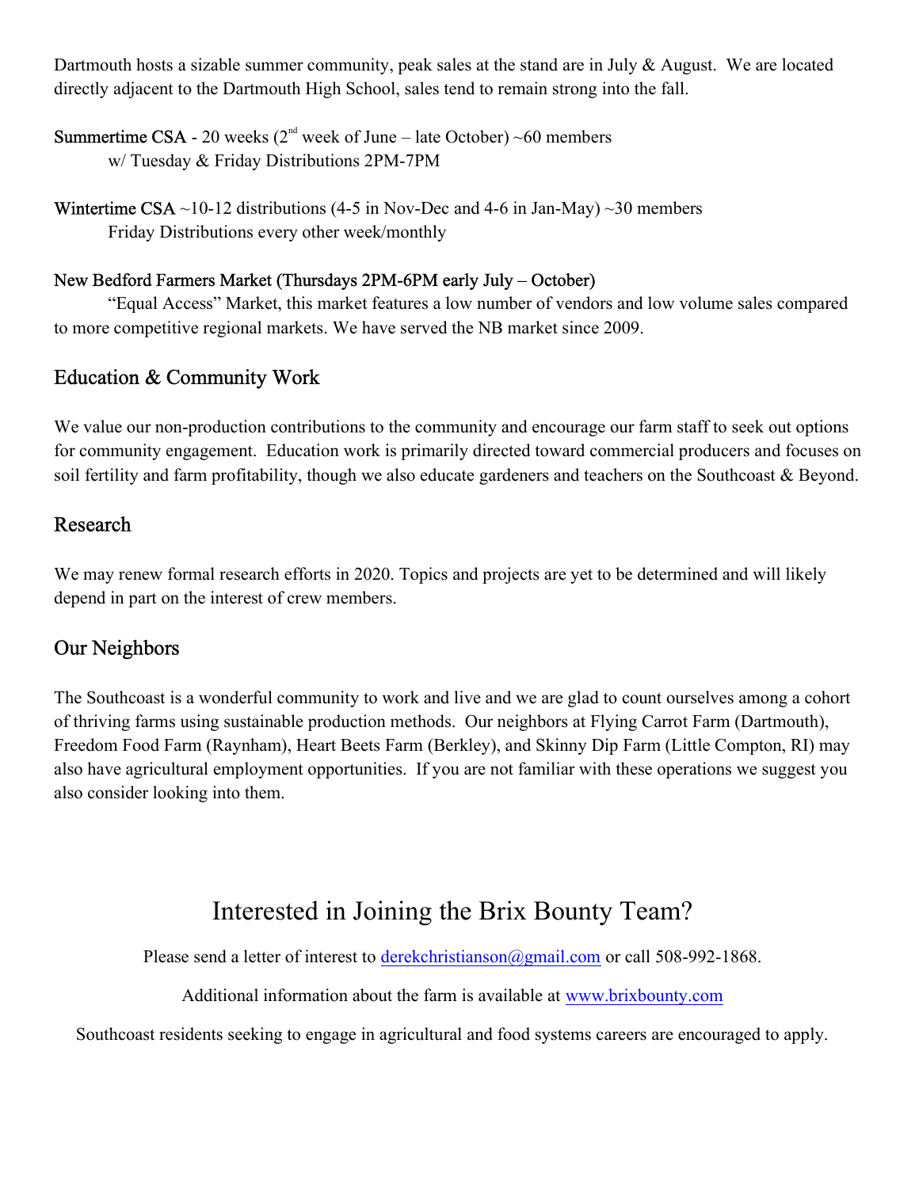Dartmouth hosts a sizable summer community, peak sales at the stand are in July & August. We are located directly adjacent to the Dartmouth High School, sales tend to remain strong into the fall.

Summertime CSA - 20 weeks (2nd week of June – late October) ~60 members
w/ Tuesday & Friday Distributions 2PM-7PM

Wintertime CSA ~10-12 distributions (4-5 in Nov-Dec and 4-6 in Jan-May) ~30 members
Friday Distributions every other week/monthly

New Bedford Farmers Market (Thursdays 2PM-6PM early July – October)

"Equal Access" Market, this market features a low number of vendors and low volume sales compared to more competitive regional markets. We have served the NB market since 2009.

## Education & Community Work

We value our non-production contributions to the community and encourage our farm staff to seek out options for community engagement. Education work is primarily directed toward commercial producers and focuses on soil fertility and farm profitability, though we also educate gardeners and teachers on the Southcoast & Beyond.

## Research

We may renew formal research efforts in 2020. Topics and projects are yet to be determined and will likely depend in part on the interest of crew members.

## Our Neighbors

The Southcoast is a wonderful community to work and live and we are glad to count ourselves among a cohort of thriving farms using sustainable production methods. Our neighbors at Flying Carrot Farm (Dartmouth), Freedom Food Farm (Raynham), Heart Beets Farm (Berkley), and Skinny Dip Farm (Little Compton, RI) may also have agricultural employment opportunities. If you are not familiar with these operations we suggest you also consider looking into them.

# Interested in Joining the Brix Bounty Team?

Please send a letter of interest to derekchristianson@gmail.com or call 508-992-1868.

Additional information about the farm is available at www.brixbounty.com

Southcoast residents seeking to engage in agricultural and food systems careers are encouraged to apply.